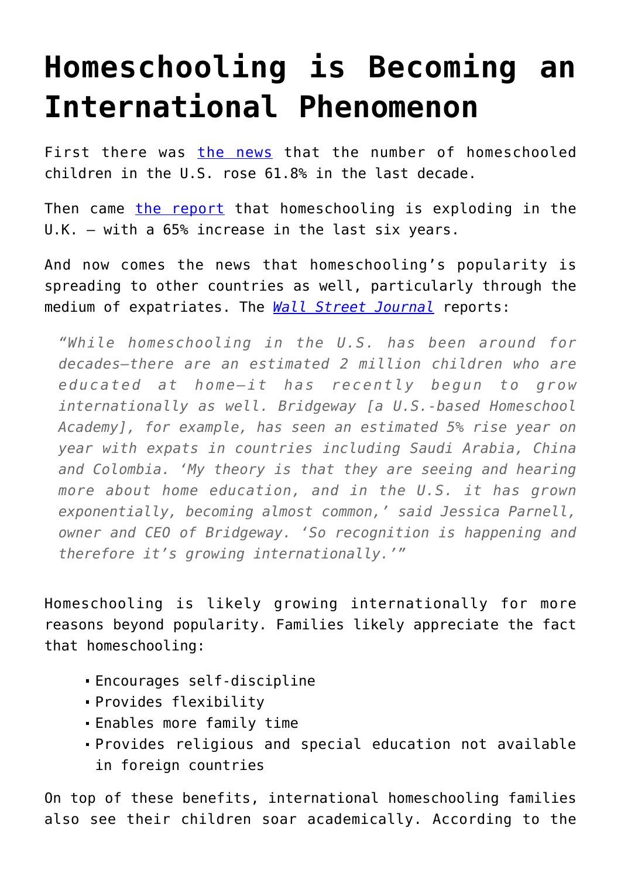# Homeschooling is Becoming an International Phenomenon

First there was [the news](#) that the number of homeschooled children in the U.S. rose 61.8% in the last decade.

Then came [the report](#) that homeschooling is exploding in the U.K. – with a 65% increase in the last six years.

And now comes the news that homeschooling's popularity is spreading to other countries as well, particularly through the medium of expatriates. The [*Wall Street Journal*](#) reports:

> *"While homeschooling in the U.S. has been around for decades—there are an estimated 2 million children who are educated at home—it has recently begun to grow internationally as well. Bridgeway [a U.S.-based Homeschool Academy], for example, has seen an estimated 5% rise year on year with expats in countries including Saudi Arabia, China and Colombia. 'My theory is that they are seeing and hearing more about home education, and in the U.S. it has grown exponentially, becoming almost common,' said Jessica Parnell, owner and CEO of Bridgeway. 'So recognition is happening and therefore it's growing internationally.'"*

Homeschooling is likely growing internationally for more reasons beyond popularity. Families likely appreciate the fact that homeschooling:

- Encourages self-discipline
- Provides flexibility
- Enables more family time
- Provides religious and special education not available in foreign countries

On top of these benefits, international homeschooling families also see their children soar academically. According to the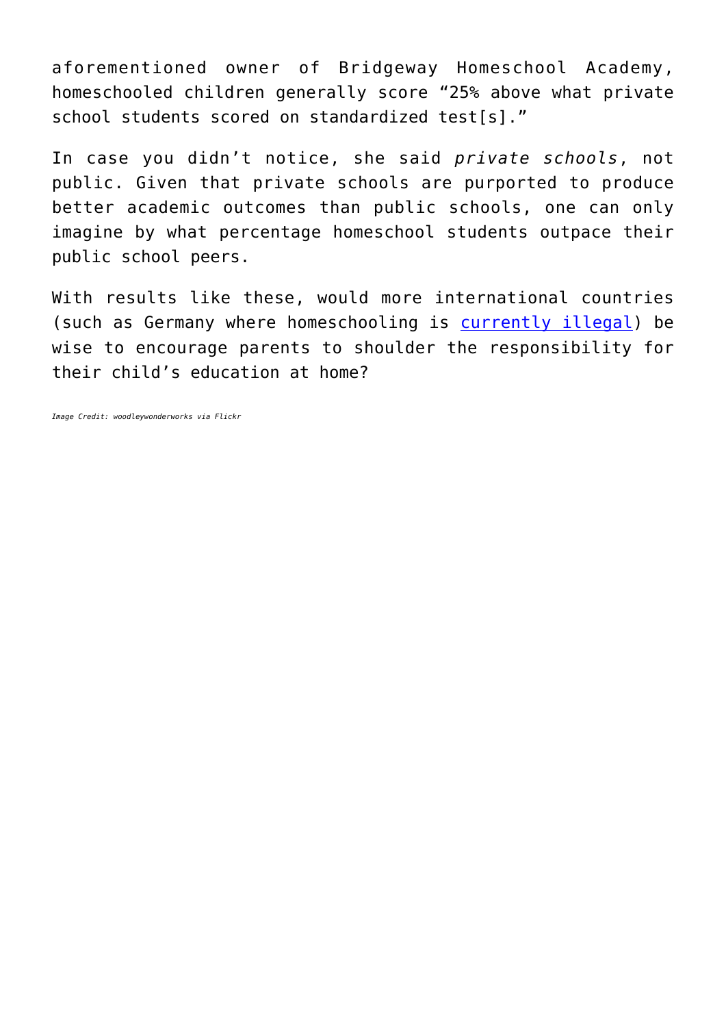aforementioned owner of Bridgeway Homeschool Academy, homeschooled children generally score "25% above what private school students scored on standardized test[s]."

In case you didn't notice, she said *private schools*, not public. Given that private schools are purported to produce better academic outcomes than public schools, one can only imagine by what percentage homeschool students outpace their public school peers.

With results like these, would more international countries (such as Germany where homeschooling is currently illegal) be wise to encourage parents to shoulder the responsibility for their child's education at home?

*Image Credit: woodleywonderworks via Flickr*